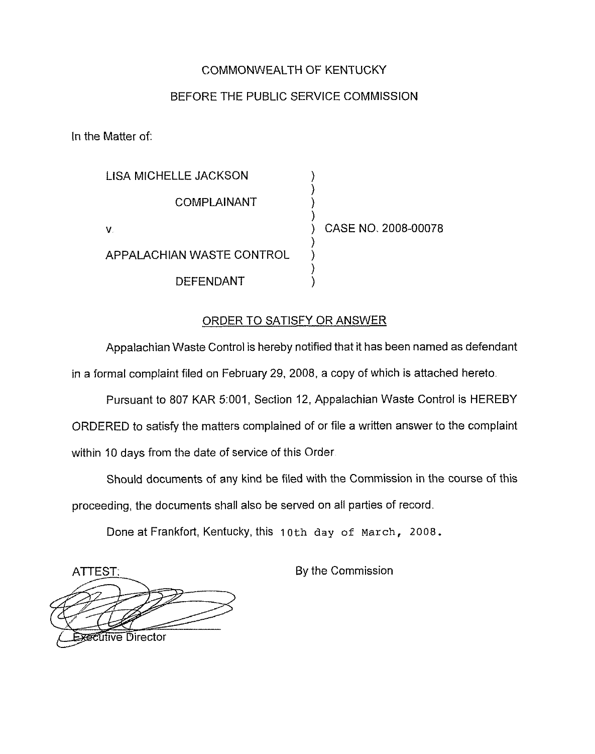COMMONWEALTH OF KENTUCKY

BEFORE THE PUBLIC SERVICE COMMISSION

In the Matter of:

| | | |
|---|---|---|
| LISA MICHELLE JACKSON | ) | |
| COMPLAINANT | ) | |
| V. | ) | CASE NO. 2008-00078 |
| APPALACHIAN WASTE CONTROL | ) | |
| DEFENDANT | ) | |

## ORDER TO SATISFY OR ANSWER

Appalachian Waste Control is hereby notified that it has been named as defendant in a formal complaint filed on February 29, 2008, a copy of which is attached hereto.

Pursuant to 807 KAR 5:001, Section 12, Appalachian Waste Control is HEREBY ORDERED to satisfy the matters complained of or file a written answer to the complaint within 10 days from the date of service of this Order.

Should documents of any kind be filed with the Commission in the course of this proceeding, the documents shall also be served on all parties of record.

Done at Frankfort, Kentucky, this 10th day of March, 2008.

ATTEST:

By the Commission

Executive Director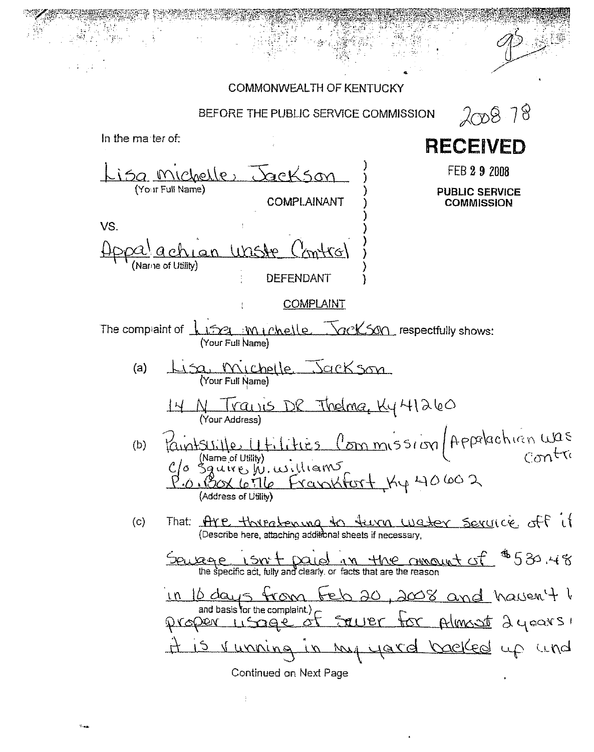2008 78

COMMONWEALTH OF KENTUCKY

BEFORE THE PUBLIC SERVICE COMMISSION

**RECEIVED**

FEB 2 9 2008

**PUBLIC SERVICE COMMISSION**

In the matter of:

Lisa Michelle Jackson
(Your Full Name)

COMPLAINANT

VS.

Appalachian Waste Control
(Name of Utility)

DEFENDANT

COMPLAINT

The complaint of Lisa Michelle Jackson respectfully shows:
(Your Full Name)

(a) Lisa Michelle Jackson
(Your Full Name)

14 N Travis DR Thelma, Ky 41260
(Your Address)

(b) Paintsville Utilities Commission (Appalachian Waste Control
(Name of Utility)
C/o Squire W. Williams
P.O. Box 6776 Frankfort, Ky 40602
(Address of Utility)

(c) That: Are threatening to turn water service off if Sewage isn't paid in the amount of $530.48 in 10 days from Feb 20, 2008 and haven't had proper usage of sewer for almost 2 years. It is running in my yard backed up und
(Describe here, attaching additional sheets if necessary, the specific act, fully and clearly, or facts that are the reason and basis for the complaint.)

Continued on Next Page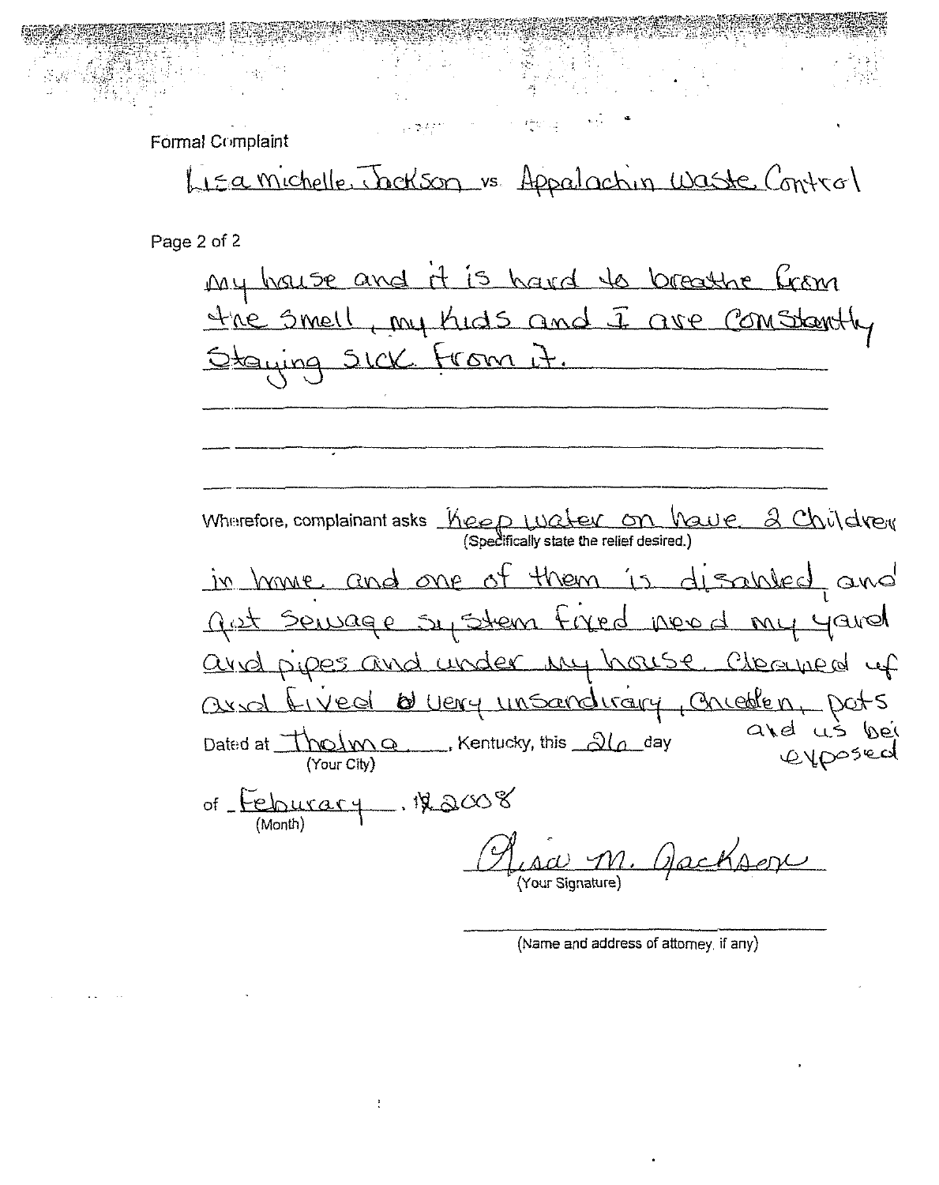Formal Complaint

Lisa michelle Jackson vs. Appalachin Waste Control

my house and it is hard to breathe from the smell, my kids and I are constantly staying sick from it.

Wherefore, complainant asks Keep water on have 2 Children in home and one of them is disabled and get sewage system fixed need my yard and pipes and under my house cleaned up and fixed very unsanitary, children, pets and us bei exposed
(Specifically state the relief desired.)

Dated at Thelma, Kentucky, this 26 day
(Your City)

of Feburary, 2008
(Month)

Lisa M. Jackson
(Your Signature)

(Name and address of attorney, if any)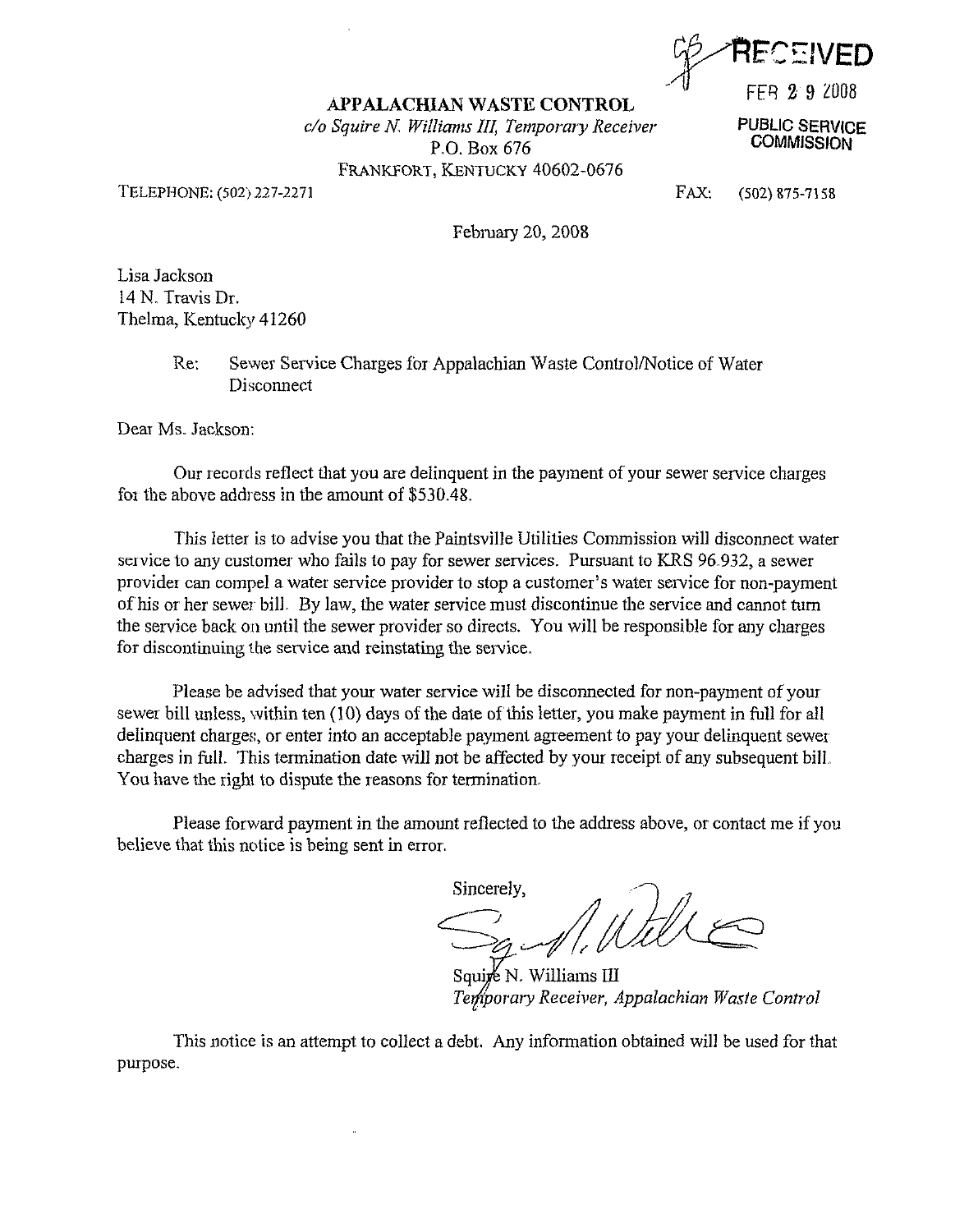RECEIVED

FEB 29 2008

PUBLIC SERVICE COMMISSION

**APPALACHIAN WASTE CONTROL**
*c/o Squire N. Williams III, Temporary Receiver*
P.O. Box 676
FRANKFORT, KENTUCKY 40602-0676

TELEPHONE: (502) 227-2271 FAX: (502) 875-7158

February 20, 2008

Lisa Jackson
14 N. Travis Dr.
Thelma, Kentucky 41260

Re: Sewer Service Charges for Appalachian Waste Control/Notice of Water Disconnect

Dear Ms. Jackson:

Our records reflect that you are delinquent in the payment of your sewer service charges for the above address in the amount of $530.48.

This letter is to advise you that the Paintsville Utilities Commission will disconnect water service to any customer who fails to pay for sewer services. Pursuant to KRS 96.932, a sewer provider can compel a water service provider to stop a customer's water service for non-payment of his or her sewer bill. By law, the water service must discontinue the service and cannot turn the service back on until the sewer provider so directs. You will be responsible for any charges for discontinuing the service and reinstating the service.

Please be advised that your water service will be disconnected for non-payment of your sewer bill unless, within ten (10) days of the date of this letter, you make payment in full for all delinquent charges, or enter into an acceptable payment agreement to pay your delinquent sewer charges in full. This termination date will not be affected by your receipt of any subsequent bill. You have the right to dispute the reasons for termination.

Please forward payment in the amount reflected to the address above, or contact me if you believe that this notice is being sent in error.

Sincerely,

Squire N. Williams III
*Temporary Receiver, Appalachian Waste Control*

This notice is an attempt to collect a debt. Any information obtained will be used for that purpose.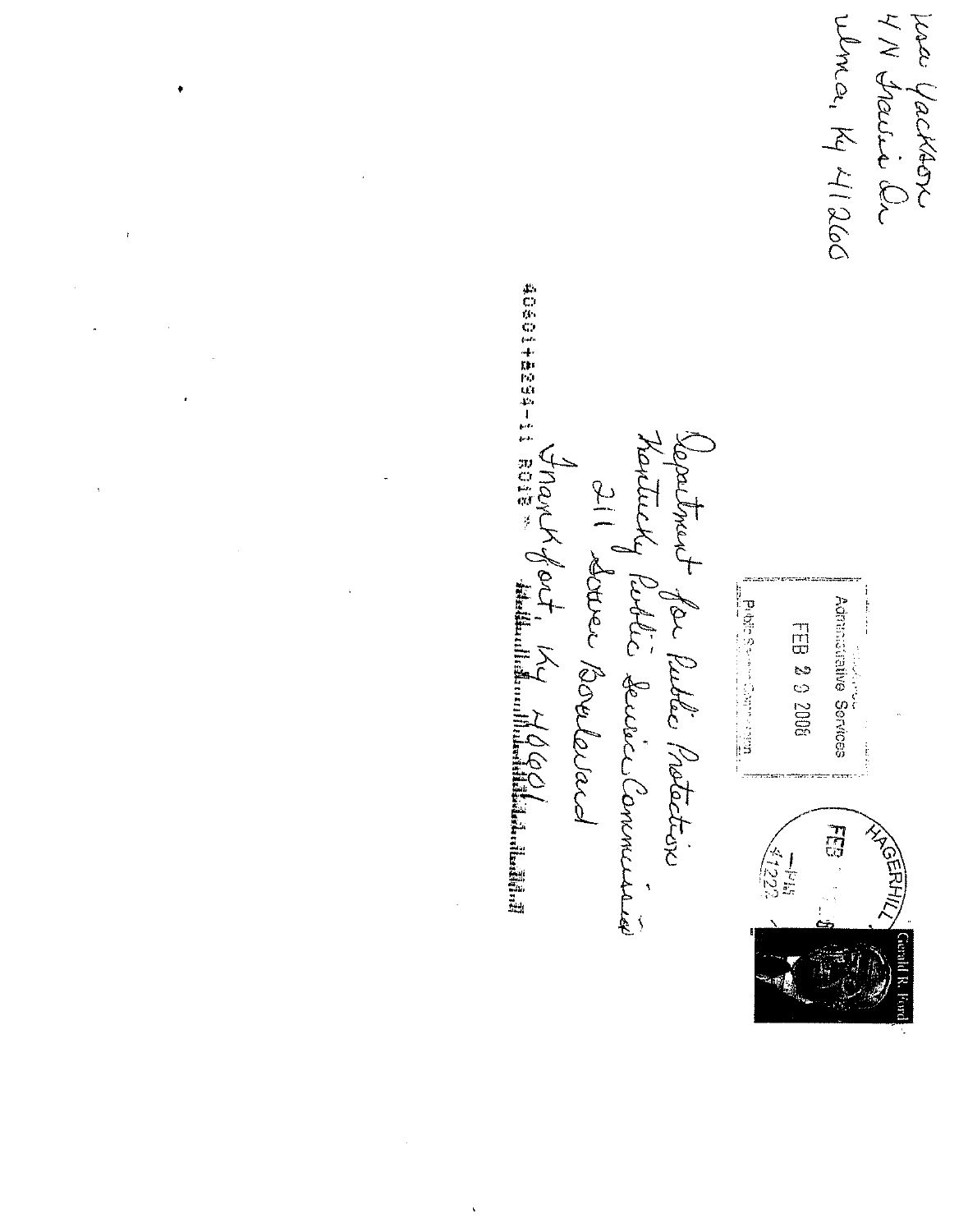Lisa Jackson
4 N Travis Dr
Ulma, Ky 41260

Administrative Services

FEB 23 2006

Public Service Commission

HAGERHILL

FEB

41222

Gerald R. Ford

Department for Public Protection
Kentucky Public Service Commission
211 Sower Boulevard
Frankfort, Ky 40601

40601+8294-11 R012